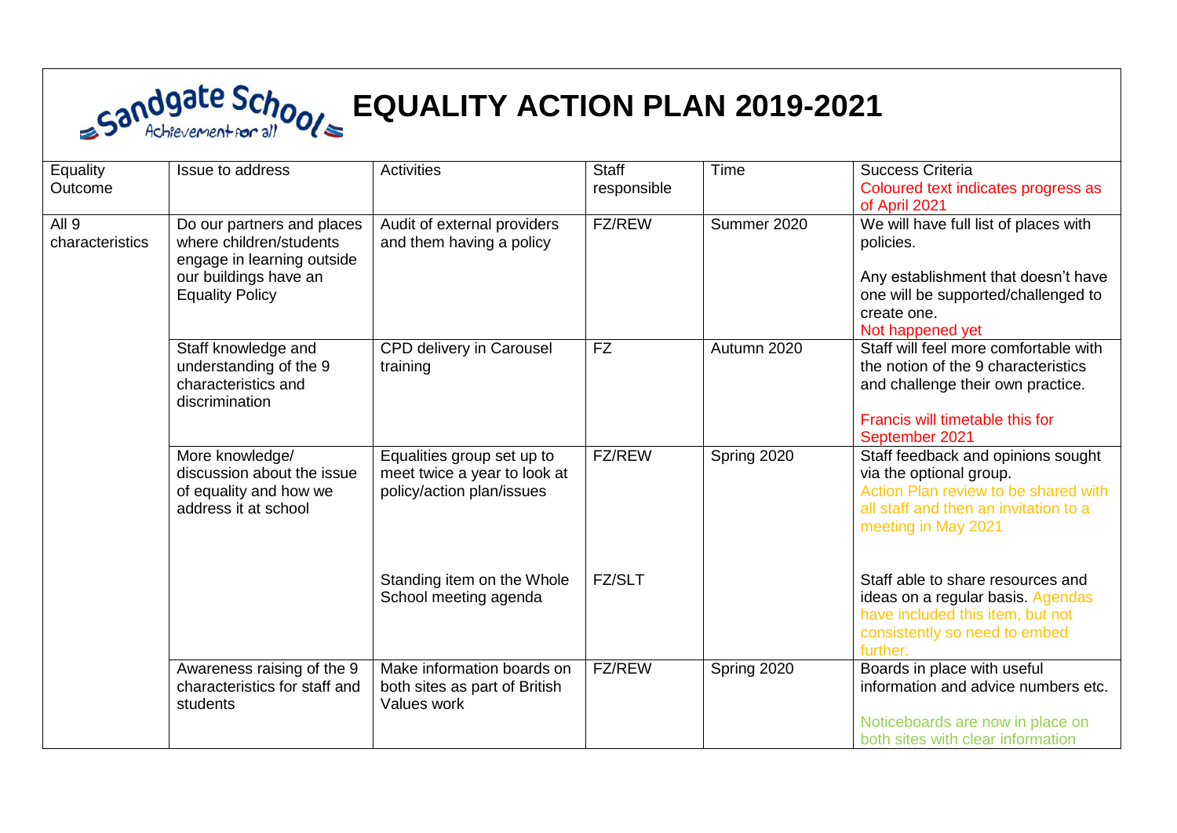# Sandgate School — Achievement for all

# EQUALITY ACTION PLAN 2019-2021

| Equality Outcome | Issue to address | Activities | Staff responsible | Time | Success Criteria<br>Coloured text indicates progress as of April 2021 |
|---|---|---|---|---|---|
| All 9 characteristics | Do our partners and places where children/students engage in learning outside our buildings have an Equality Policy | Audit of external providers and them having a policy | FZ/REW | Summer 2020 | We will have full list of places with policies.<br><br>Any establishment that doesn't have one will be supported/challenged to create one.<br>Not happened yet |
| | Staff knowledge and understanding of the 9 characteristics and discrimination | CPD delivery in Carousel training | FZ | Autumn 2020 | Staff will feel more comfortable with the notion of the 9 characteristics and challenge their own practice.<br><br>Francis will timetable this for September 2021 |
| | More knowledge/ discussion about the issue of equality and how we address it at school | Equalities group set up to meet twice a year to look at policy/action plan/issues | FZ/REW | Spring 2020 | Staff feedback and opinions sought via the optional group.<br>Action Plan review to be shared with all staff and then an invitation to a meeting in May 2021 |
| | | Standing item on the Whole School meeting agenda | FZ/SLT | | Staff able to share resources and ideas on a regular basis. Agendas have included this item, but not consistently so need to embed further. |
| | Awareness raising of the 9 characteristics for staff and students | Make information boards on both sites as part of British Values work | FZ/REW | Spring 2020 | Boards in place with useful information and advice numbers etc.<br><br>Noticeboards are now in place on both sites with clear information |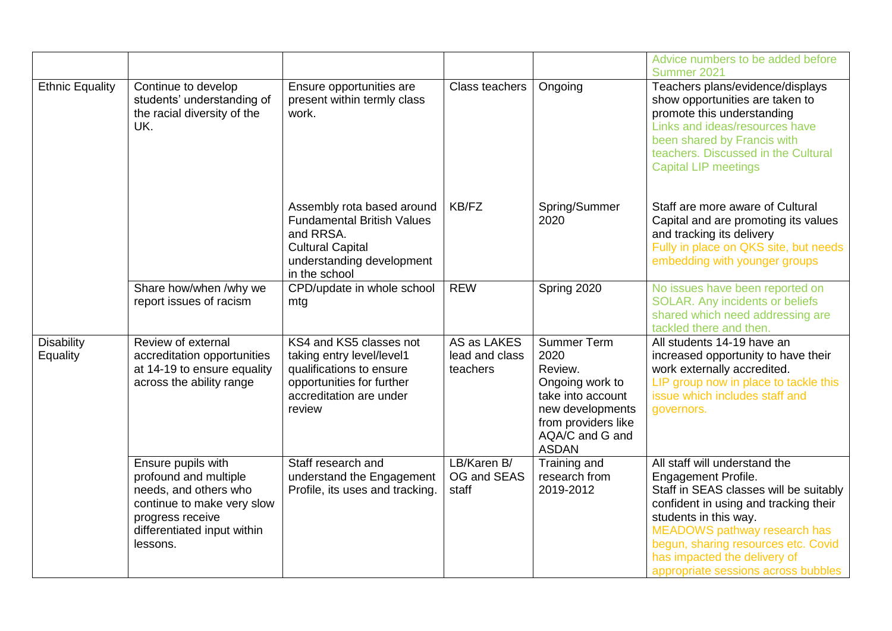| | | | | | |
|---|---|---|---|---|---|
| | | | | | Advice numbers to be added before Summer 2021 |
| Ethnic Equality | Continue to develop students' understanding of the racial diversity of the UK. | Ensure opportunities are present within termly class work. | Class teachers | Ongoing | Teachers plans/evidence/displays show opportunities are taken to promote this understanding<br>Links and ideas/resources have been shared by Francis with teachers. Discussed in the Cultural Capital LIP meetings |
| | | Assembly rota based around Fundamental British Values and RRSA.<br>Cultural Capital understanding development in the school | KB/FZ | Spring/Summer 2020 | Staff are more aware of Cultural Capital and are promoting its values and tracking its delivery<br>Fully in place on QKS site, but needs embedding with younger groups |
| | Share how/when /why we report issues of racism | CPD/update in whole school mtg | REW | Spring 2020 | No issues have been reported on SOLAR. Any incidents or beliefs shared which need addressing are tackled there and then. |
| Disability Equality | Review of external accreditation opportunities at 14-19 to ensure equality across the ability range | KS4 and KS5 classes not taking entry level/level1 qualifications to ensure opportunities for further accreditation are under review | AS as LAKES lead and class teachers | Summer Term 2020<br>Review.<br>Ongoing work to take into account new developments from providers like AQA/C and G and ASDAN | All students 14-19 have an increased opportunity to have their work externally accredited.<br>LIP group now in place to tackle this issue which includes staff and governors. |
| | Ensure pupils with profound and multiple needs, and others who continue to make very slow progress receive differentiated input within lessons. | Staff research and understand the Engagement Profile, its uses and tracking. | LB/Karen B/ OG and SEAS staff | Training and research from 2019-2012 | All staff will understand the Engagement Profile.<br>Staff in SEAS classes will be suitably confident in using and tracking their students in this way.<br>MEADOWS pathway research has begun, sharing resources etc. Covid has impacted the delivery of appropriate sessions across bubbles |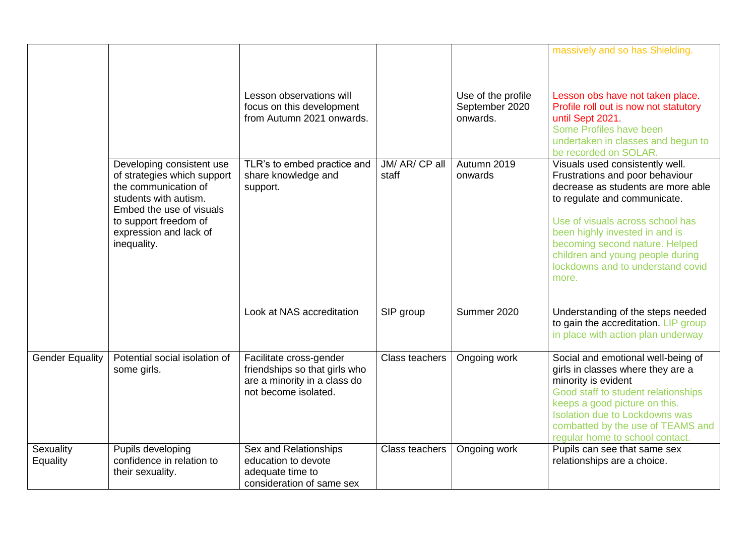| | | | | | |
|---|---|---|---|---|---|
| | | | | | massively and so has Shielding. |
| | | Lesson observations will focus on this development from Autumn 2021 onwards. | | Use of the profile September 2020 onwards. | Lesson obs have not taken place. Profile roll out is now not statutory until Sept 2021. Some Profiles have been undertaken in classes and begun to be recorded on SOLAR. |
| | Developing consistent use of strategies which support the communication of students with autism. Embed the use of visuals to support freedom of expression and lack of inequality. | TLR's to embed practice and share knowledge and support. | JM/ AR/ CP all staff | Autumn 2019 onwards | Visuals used consistently well. Frustrations and poor behaviour decrease as students are more able to regulate and communicate. Use of visuals across school has been highly invested in and is becoming second nature. Helped children and young people during lockdowns and to understand covid more. |
| | | Look at NAS accreditation | SIP group | Summer 2020 | Understanding of the steps needed to gain the accreditation. LIP group in place with action plan underway |
| Gender Equality | Potential social isolation of some girls. | Facilitate cross-gender friendships so that girls who are a minority in a class do not become isolated. | Class teachers | Ongoing work | Social and emotional well-being of girls in classes where they are a minority is evident Good staff to student relationships keeps a good picture on this. Isolation due to Lockdowns was combatted by the use of TEAMS and regular home to school contact. |
| Sexuality Equality | Pupils developing confidence in relation to their sexuality. | Sex and Relationships education to devote adequate time to consideration of same sex | Class teachers | Ongoing work | Pupils can see that same sex relationships are a choice. |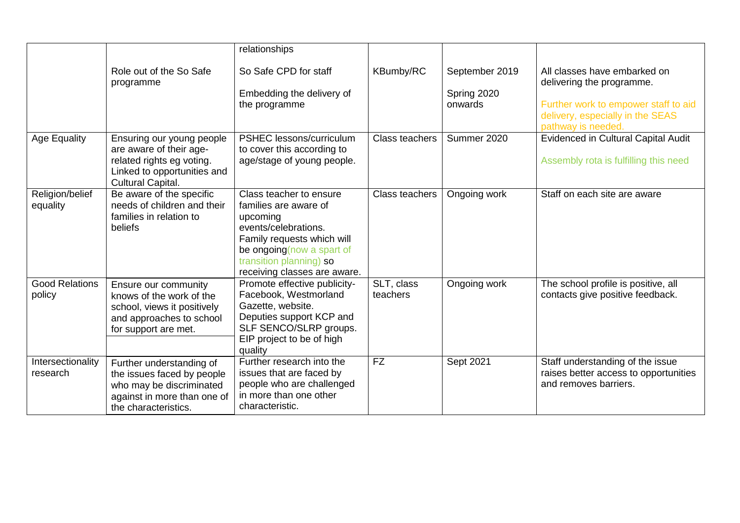| | | | | | |
|---|---|---|---|---|---|
| | | relationships | | | |
| | Role out of the So Safe programme | So Safe CPD for staff<br><br>Embedding the delivery of the programme | KBumby/RC | September 2019<br><br>Spring 2020 onwards | All classes have embarked on delivering the programme.<br><br>Further work to empower staff to aid delivery, especially in the SEAS pathway is needed. |
| Age Equality | Ensuring our young people are aware of their age-related rights eg voting. Linked to opportunities and Cultural Capital. | PSHEC lessons/curriculum to cover this according to age/stage of young people. | Class teachers | Summer 2020 | Evidenced in Cultural Capital Audit<br><br>Assembly rota is fulfilling this need |
| Religion/belief equality | Be aware of the specific needs of children and their families in relation to beliefs | Class teacher to ensure families are aware of upcoming events/celebrations. Family requests which will be ongoing(now a spart of transition planning) so receiving classes are aware. | Class teachers | Ongoing work | Staff on each site are aware |
| Good Relations policy | Ensure our community knows of the work of the school, views it positively and approaches to school for support are met. | Promote effective publicity-Facebook, Westmorland Gazette, website. Deputies support KCP and SLF SENCO/SLRP groups. EIP project to be of high quality | SLT, class teachers | Ongoing work | The school profile is positive, all contacts give positive feedback. |
| Intersectionality research | Further understanding of the issues faced by people who may be discriminated against in more than one of the characteristics. | Further research into the issues that are faced by people who are challenged in more than one other characteristic. | FZ | Sept 2021 | Staff understanding of the issue raises better access to opportunities and removes barriers. |